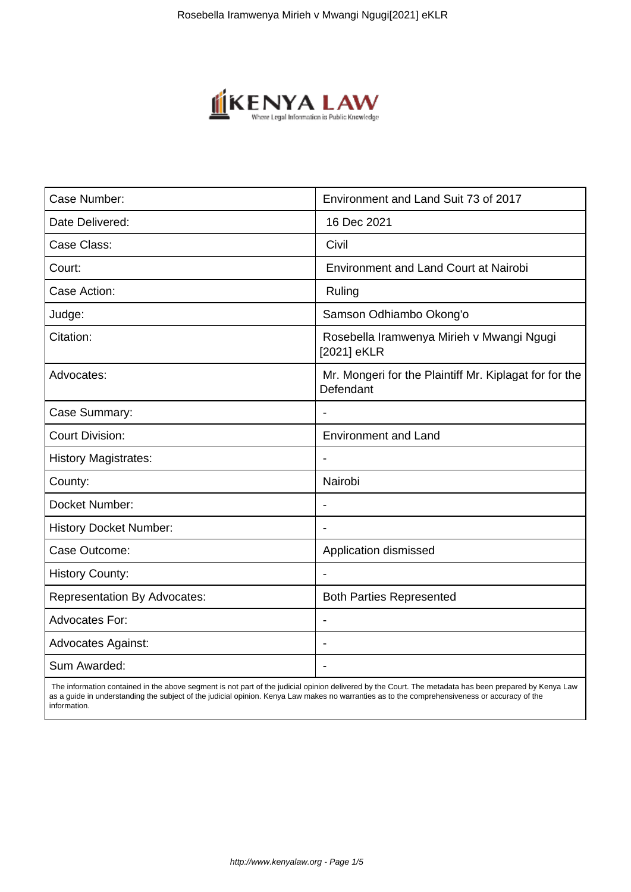| Case Number: | Environment and Land Suit 73 of 2017 |
| --- | --- |
| Date Delivered: | 16 Dec 2021 |
| Case Class: | Civil |
| Court: | Environment and Land Court at Nairobi |
| Case Action: | Ruling |
| Judge: | Samson Odhiambo Okong'o |
| Citation: | Rosebella Iramwenya Mirieh v Mwangi Ngugi [2021] eKLR |
| Advocates: | Mr. Mongeri for the Plaintiff Mr. Kiplagat for for the Defendant |
| Case Summary: | - |
| Court Division: | Environment and Land |
| History Magistrates: | - |
| County: | Nairobi |
| Docket Number: | - |
| History Docket Number: | - |
| Case Outcome: | Application dismissed |
| History County: | - |
| Representation By Advocates: | Both Parties Represented |
| Advocates For: | - |
| Advocates Against: | - |
| Sum Awarded: | - |

The information contained in the above segment is not part of the judicial opinion delivered by the Court. The metadata has been prepared by Kenya Law as a guide in understanding the subject of the judicial opinion. Kenya Law makes no warranties as to the comprehensiveness or accuracy of the information.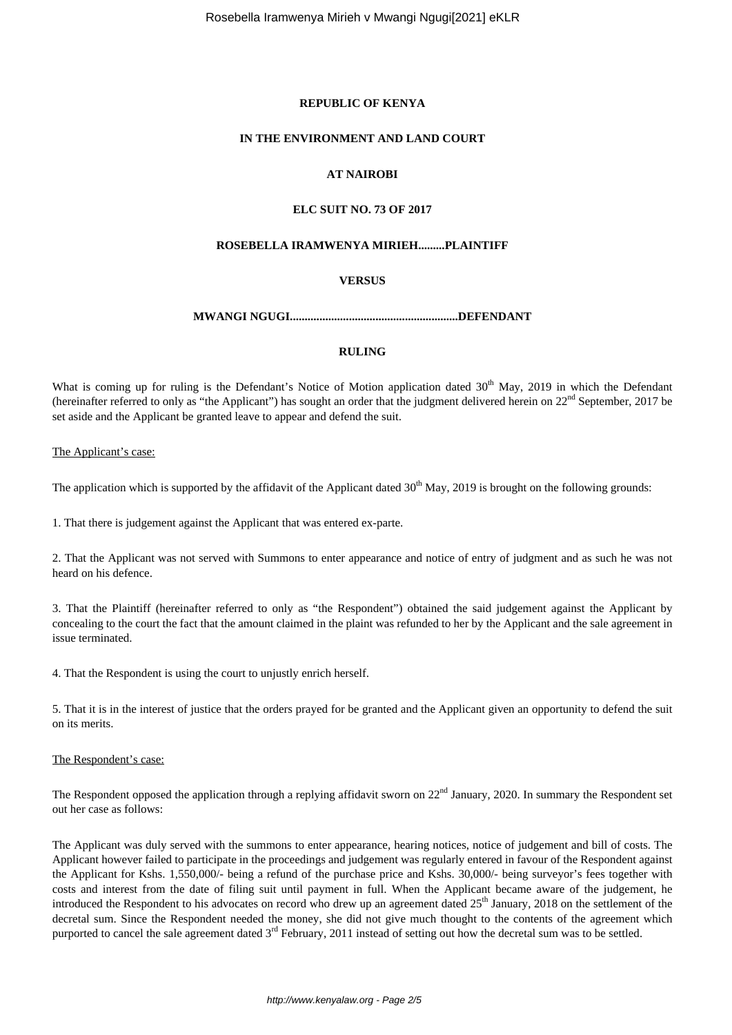**REPUBLIC OF KENYA**

**IN THE ENVIRONMENT AND LAND COURT**

**AT NAIROBI**

**ELC SUIT NO. 73 OF 2017**

**ROSEBELLA IRAMWENYA MIRIEH.........PLAINTIFF**

**VERSUS**

**MWANGI NGUGI.........................................................DEFENDANT**

**RULING**

What is coming up for ruling is the Defendant's Notice of Motion application dated 30th May, 2019 in which the Defendant (hereinafter referred to only as "the Applicant") has sought an order that the judgment delivered herein on 22nd September, 2017 be set aside and the Applicant be granted leave to appear and defend the suit.

The Applicant's case:

The application which is supported by the affidavit of the Applicant dated 30th May, 2019 is brought on the following grounds:

1. That there is judgement against the Applicant that was entered ex-parte.

2. That the Applicant was not served with Summons to enter appearance and notice of entry of judgment and as such he was not heard on his defence.

3. That the Plaintiff (hereinafter referred to only as "the Respondent") obtained the said judgement against the Applicant by concealing to the court the fact that the amount claimed in the plaint was refunded to her by the Applicant and the sale agreement in issue terminated.

4. That the Respondent is using the court to unjustly enrich herself.

5. That it is in the interest of justice that the orders prayed for be granted and the Applicant given an opportunity to defend the suit on its merits.

The Respondent's case:

The Respondent opposed the application through a replying affidavit sworn on 22nd January, 2020. In summary the Respondent set out her case as follows:

The Applicant was duly served with the summons to enter appearance, hearing notices, notice of judgement and bill of costs. The Applicant however failed to participate in the proceedings and judgement was regularly entered in favour of the Respondent against the Applicant for Kshs. 1,550,000/- being a refund of the purchase price and Kshs. 30,000/- being surveyor's fees together with costs and interest from the date of filing suit until payment in full. When the Applicant became aware of the judgement, he introduced the Respondent to his advocates on record who drew up an agreement dated 25th January, 2018 on the settlement of the decretal sum. Since the Respondent needed the money, she did not give much thought to the contents of the agreement which purported to cancel the sale agreement dated 3rd February, 2011 instead of setting out how the decretal sum was to be settled.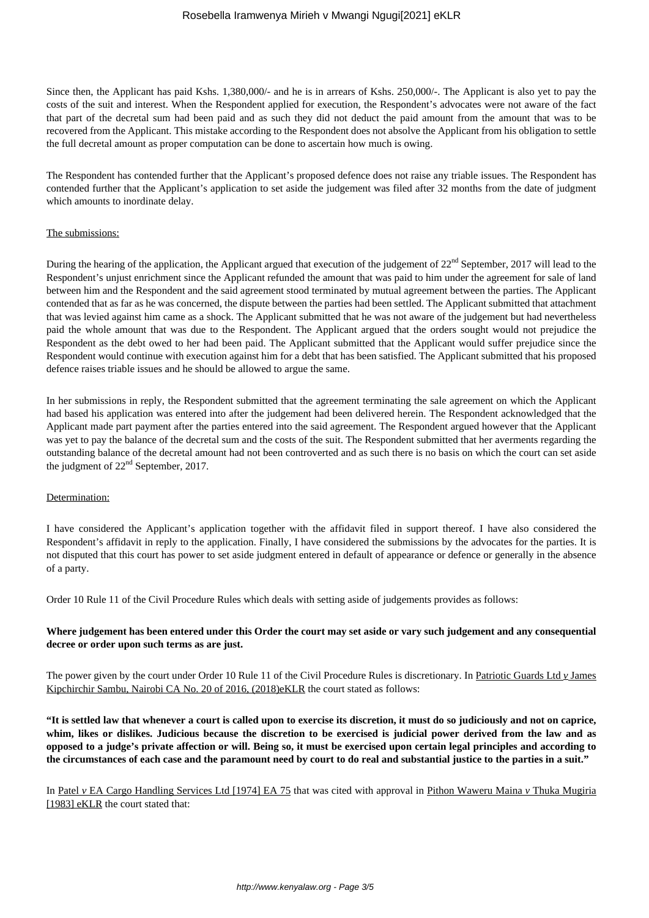Since then, the Applicant has paid Kshs. 1,380,000/- and he is in arrears of Kshs. 250,000/-. The Applicant is also yet to pay the costs of the suit and interest. When the Respondent applied for execution, the Respondent's advocates were not aware of the fact that part of the decretal sum had been paid and as such they did not deduct the paid amount from the amount that was to be recovered from the Applicant. This mistake according to the Respondent does not absolve the Applicant from his obligation to settle the full decretal amount as proper computation can be done to ascertain how much is owing.

The Respondent has contended further that the Applicant's proposed defence does not raise any triable issues. The Respondent has contended further that the Applicant's application to set aside the judgement was filed after 32 months from the date of judgment which amounts to inordinate delay.

The submissions:

During the hearing of the application, the Applicant argued that execution of the judgement of 22nd September, 2017 will lead to the Respondent's unjust enrichment since the Applicant refunded the amount that was paid to him under the agreement for sale of land between him and the Respondent and the said agreement stood terminated by mutual agreement between the parties. The Applicant contended that as far as he was concerned, the dispute between the parties had been settled. The Applicant submitted that attachment that was levied against him came as a shock. The Applicant submitted that he was not aware of the judgement but had nevertheless paid the whole amount that was due to the Respondent. The Applicant argued that the orders sought would not prejudice the Respondent as the debt owed to her had been paid. The Applicant submitted that the Applicant would suffer prejudice since the Respondent would continue with execution against him for a debt that has been satisfied. The Applicant submitted that his proposed defence raises triable issues and he should be allowed to argue the same.

In her submissions in reply, the Respondent submitted that the agreement terminating the sale agreement on which the Applicant had based his application was entered into after the judgement had been delivered herein. The Respondent acknowledged that the Applicant made part payment after the parties entered into the said agreement. The Respondent argued however that the Applicant was yet to pay the balance of the decretal sum and the costs of the suit. The Respondent submitted that her averments regarding the outstanding balance of the decretal amount had not been controverted and as such there is no basis on which the court can set aside the judgment of 22nd September, 2017.

Determination:

I have considered the Applicant's application together with the affidavit filed in support thereof. I have also considered the Respondent's affidavit in reply to the application. Finally, I have considered the submissions by the advocates for the parties. It is not disputed that this court has power to set aside judgment entered in default of appearance or defence or generally in the absence of a party.

Order 10 Rule 11 of the Civil Procedure Rules which deals with setting aside of judgements provides as follows:

**Where judgement has been entered under this Order the court may set aside or vary such judgement and any consequential decree or order upon such terms as are just.**

The power given by the court under Order 10 Rule 11 of the Civil Procedure Rules is discretionary. In Patriotic Guards Ltd *v* James Kipchirchir Sambu, Nairobi CA No. 20 of 2016, (2018)eKLR the court stated as follows:

**"It is settled law that whenever a court is called upon to exercise its discretion, it must do so judiciously and not on caprice, whim, likes or dislikes. Judicious because the discretion to be exercised is judicial power derived from the law and as opposed to a judge's private affection or will. Being so, it must be exercised upon certain legal principles and according to the circumstances of each case and the paramount need by court to do real and substantial justice to the parties in a suit."**

In Patel *v* EA Cargo Handling Services Ltd [1974] EA 75 that was cited with approval in Pithon Waweru Maina *v* Thuka Mugiria [1983] eKLR the court stated that: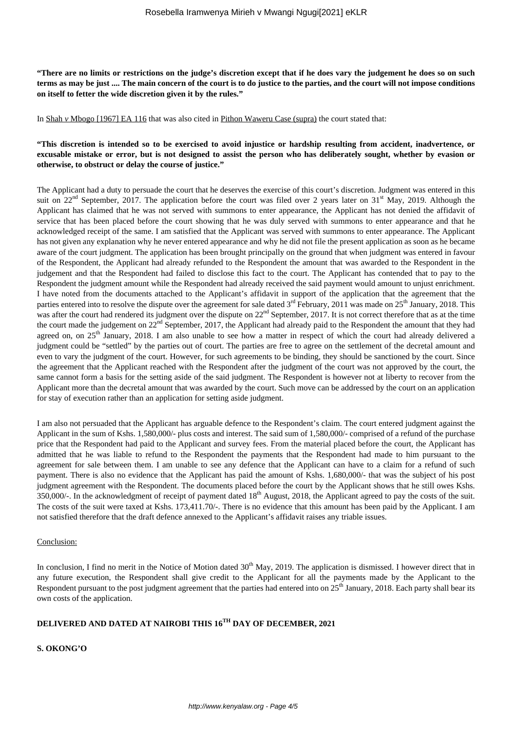**"There are no limits or restrictions on the judge's discretion except that if he does vary the judgement he does so on such terms as may be just .... The main concern of the court is to do justice to the parties, and the court will not impose conditions on itself to fetter the wide discretion given it by the rules."**

In Shah *v* Mbogo [1967] EA 116 that was also cited in Pithon Waweru Case (supra) the court stated that:

**"This discretion is intended so to be exercised to avoid injustice or hardship resulting from accident, inadvertence, or excusable mistake or error, but is not designed to assist the person who has deliberately sought, whether by evasion or otherwise, to obstruct or delay the course of justice."**

The Applicant had a duty to persuade the court that he deserves the exercise of this court's discretion. Judgment was entered in this suit on 22nd September, 2017. The application before the court was filed over 2 years later on 31st May, 2019. Although the Applicant has claimed that he was not served with summons to enter appearance, the Applicant has not denied the affidavit of service that has been placed before the court showing that he was duly served with summons to enter appearance and that he acknowledged receipt of the same. I am satisfied that the Applicant was served with summons to enter appearance. The Applicant has not given any explanation why he never entered appearance and why he did not file the present application as soon as he became aware of the court judgment. The application has been brought principally on the ground that when judgment was entered in favour of the Respondent, the Applicant had already refunded to the Respondent the amount that was awarded to the Respondent in the judgement and that the Respondent had failed to disclose this fact to the court. The Applicant has contended that to pay to the Respondent the judgment amount while the Respondent had already received the said payment would amount to unjust enrichment. I have noted from the documents attached to the Applicant's affidavit in support of the application that the agreement that the parties entered into to resolve the dispute over the agreement for sale dated 3rd February, 2011 was made on 25th January, 2018. This was after the court had rendered its judgment over the dispute on 22nd September, 2017. It is not correct therefore that as at the time the court made the judgement on 22nd September, 2017, the Applicant had already paid to the Respondent the amount that they had agreed on, on 25th January, 2018. I am also unable to see how a matter in respect of which the court had already delivered a judgment could be "settled" by the parties out of court. The parties are free to agree on the settlement of the decretal amount and even to vary the judgment of the court. However, for such agreements to be binding, they should be sanctioned by the court. Since the agreement that the Applicant reached with the Respondent after the judgment of the court was not approved by the court, the same cannot form a basis for the setting aside of the said judgment. The Respondent is however not at liberty to recover from the Applicant more than the decretal amount that was awarded by the court. Such move can be addressed by the court on an application for stay of execution rather than an application for setting aside judgment.

I am also not persuaded that the Applicant has arguable defence to the Respondent's claim. The court entered judgment against the Applicant in the sum of Kshs. 1,580,000/- plus costs and interest. The said sum of 1,580,000/- comprised of a refund of the purchase price that the Respondent had paid to the Applicant and survey fees. From the material placed before the court, the Applicant has admitted that he was liable to refund to the Respondent the payments that the Respondent had made to him pursuant to the agreement for sale between them. I am unable to see any defence that the Applicant can have to a claim for a refund of such payment. There is also no evidence that the Applicant has paid the amount of Kshs. 1,680,000/- that was the subject of his post judgment agreement with the Respondent. The documents placed before the court by the Applicant shows that he still owes Kshs. 350,000/-. In the acknowledgment of receipt of payment dated 18th August, 2018, the Applicant agreed to pay the costs of the suit. The costs of the suit were taxed at Kshs. 173,411.70/-. There is no evidence that this amount has been paid by the Applicant. I am not satisfied therefore that the draft defence annexed to the Applicant's affidavit raises any triable issues.

Conclusion:

In conclusion, I find no merit in the Notice of Motion dated 30th May, 2019. The application is dismissed. I however direct that in any future execution, the Respondent shall give credit to the Applicant for all the payments made by the Applicant to the Respondent pursuant to the post judgment agreement that the parties had entered into on 25th January, 2018. Each party shall bear its own costs of the application.

**DELIVERED AND DATED AT NAIROBI THIS 16TH DAY OF DECEMBER, 2021**

**S. OKONG'O**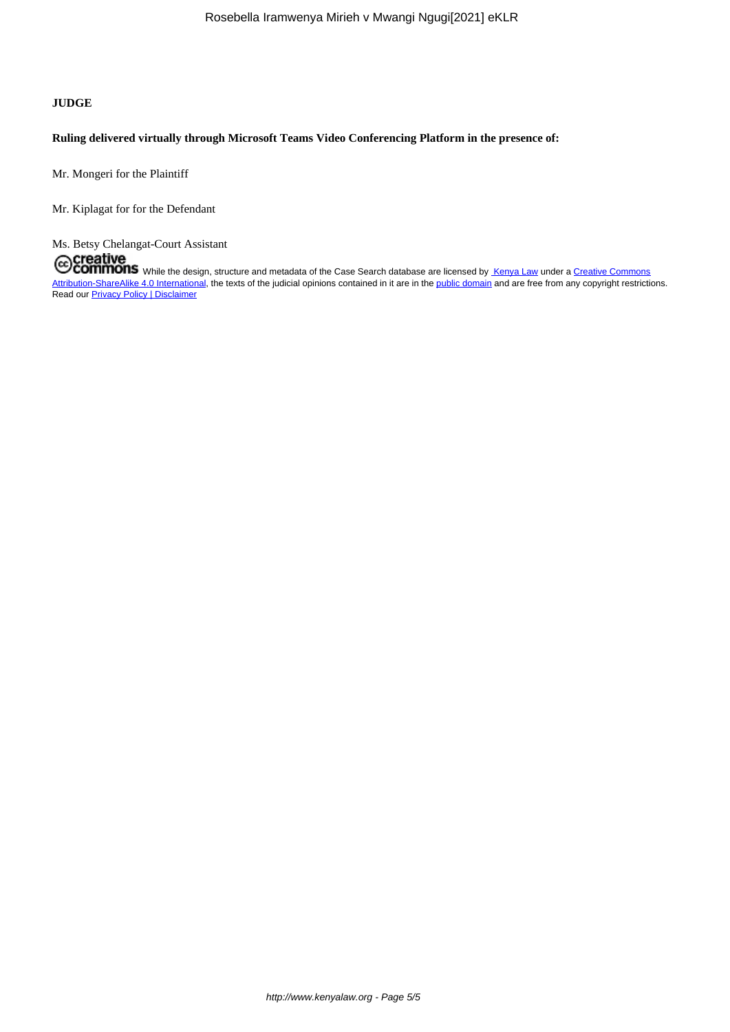**JUDGE**

**Ruling delivered virtually through Microsoft Teams Video Conferencing Platform in the presence of:**

Mr. Mongeri for the Plaintiff

Mr. Kiplagat for for the Defendant

Ms. Betsy Chelangat-Court Assistant

While the design, structure and metadata of the Case Search database are licensed by Kenya Law under a Creative Commons Attribution-ShareAlike 4.0 International, the texts of the judicial opinions contained in it are in the public domain and are free from any copyright restrictions. Read our Privacy Policy | Disclaimer